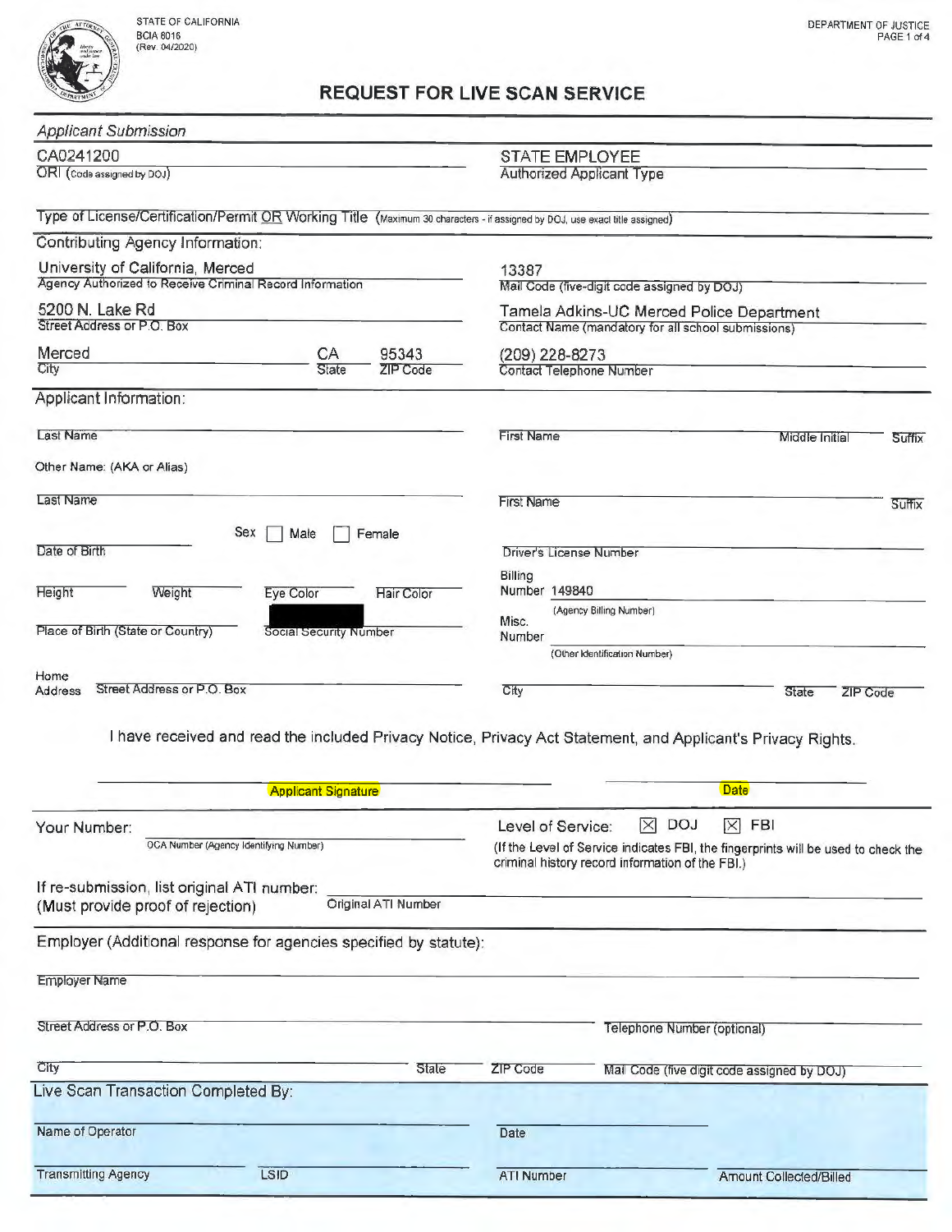STATE OF CALIFORNIA
BCIA 8016
(Rev. 04/2020)

DEPARTMENT OF JUSTICE

# REQUEST FOR LIVE SCAN SERVICE

## Applicant Submission

CA0241200
ORI (Code assigned by DOJ)

STATE EMPLOYEE
Authorized Applicant Type

Type of License/Certification/Permit OR Working Title (Maximum 30 characters - if assigned by DOJ, use exact title assigned)

## Contributing Agency Information:

University of California, Merced
Agency Authorized to Receive Criminal Record Information

13387
Mail Code (five-digit code assigned by DOJ)

5200 N. Lake Rd
Street Address or P.O. Box

Tamela Adkins-UC Merced Police Department
Contact Name (mandatory for all school submissions)

Merced — City | CA — State | 95343 — ZIP Code

(209) 228-8273
Contact Telephone Number

## Applicant Information:

Last Name | First Name | Middle Initial | Suffix

Other Name: (AKA or Alias)

Last Name | First Name | Suffix

Date of Birth | Sex ☐ Male ☐ Female | Driver's License Number

Height | Weight | Eye Color | Hair Color

Billing Number 149840 (Agency Billing Number)

Place of Birth (State or Country) | Social Security Number

Misc. Number (Other Identification Number)

Home Address: Street Address or P.O. Box | City | State | ZIP Code

I have received and read the included Privacy Notice, Privacy Act Statement, and Applicant's Privacy Rights.

Applicant Signature | Date

Your Number: OCA Number (Agency Identifying Number)

Level of Service: ☒ DOJ ☒ FBI

(If the Level of Service indicates FBI, the fingerprints will be used to check the criminal history record information of the FBI.)

If re-submission, list original ATI number:
(Must provide proof of rejection) Original ATI Number

## Employer (Additional response for agencies specified by statute):

Employer Name

Street Address or P.O. Box | Telephone Number (optional)

City | State | ZIP Code | Mail Code (five digit code assigned by DOJ)

## Live Scan Transaction Completed By:

Name of Operator | Date

Transmitting Agency | LSID | ATI Number | Amount Collected/Billed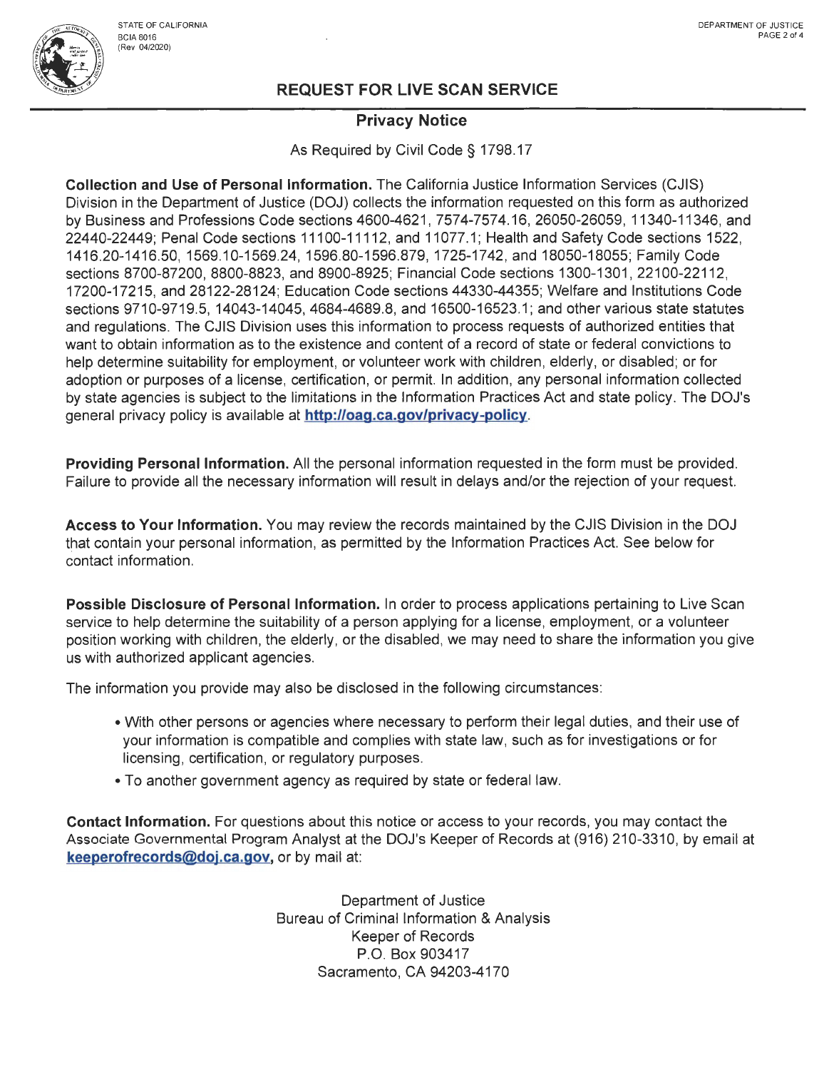STATE OF CALIFORNIA
BCIA 8016
(Rev 04/2020)

DEPARTMENT OF JUSTICE

## REQUEST FOR LIVE SCAN SERVICE

### Privacy Notice

As Required by Civil Code § 1798.17

**Collection and Use of Personal Information.** The California Justice Information Services (CJIS) Division in the Department of Justice (DOJ) collects the information requested on this form as authorized by Business and Professions Code sections 4600-4621, 7574-7574.16, 26050-26059, 11340-11346, and 22440-22449; Penal Code sections 11100-11112, and 11077.1; Health and Safety Code sections 1522, 1416.20-1416.50, 1569.10-1569.24, 1596.80-1596.879, 1725-1742, and 18050-18055; Family Code sections 8700-87200, 8800-8823, and 8900-8925; Financial Code sections 1300-1301, 22100-22112, 17200-17215, and 28122-28124; Education Code sections 44330-44355; Welfare and Institutions Code sections 9710-9719.5, 14043-14045, 4684-4689.8, and 16500-16523.1; and other various state statutes and regulations. The CJIS Division uses this information to process requests of authorized entities that want to obtain information as to the existence and content of a record of state or federal convictions to help determine suitability for employment, or volunteer work with children, elderly, or disabled; or for adoption or purposes of a license, certification, or permit. In addition, any personal information collected by state agencies is subject to the limitations in the Information Practices Act and state policy. The DOJ's general privacy policy is available at **http://oag.ca.gov/privacy-policy**.

**Providing Personal Information.** All the personal information requested in the form must be provided. Failure to provide all the necessary information will result in delays and/or the rejection of your request.

**Access to Your Information.** You may review the records maintained by the CJIS Division in the DOJ that contain your personal information, as permitted by the Information Practices Act. See below for contact information.

**Possible Disclosure of Personal Information.** In order to process applications pertaining to Live Scan service to help determine the suitability of a person applying for a license, employment, or a volunteer position working with children, the elderly, or the disabled, we may need to share the information you give us with authorized applicant agencies.

The information you provide may also be disclosed in the following circumstances:

- With other persons or agencies where necessary to perform their legal duties, and their use of your information is compatible and complies with state law, such as for investigations or for licensing, certification, or regulatory purposes.
- To another government agency as required by state or federal law.

**Contact Information.** For questions about this notice or access to your records, you may contact the Associate Governmental Program Analyst at the DOJ's Keeper of Records at (916) 210-3310, by email at **keeperofrecords@doj.ca.gov**, or by mail at:

Department of Justice
Bureau of Criminal Information & Analysis
Keeper of Records
P.O. Box 903417
Sacramento, CA 94203-4170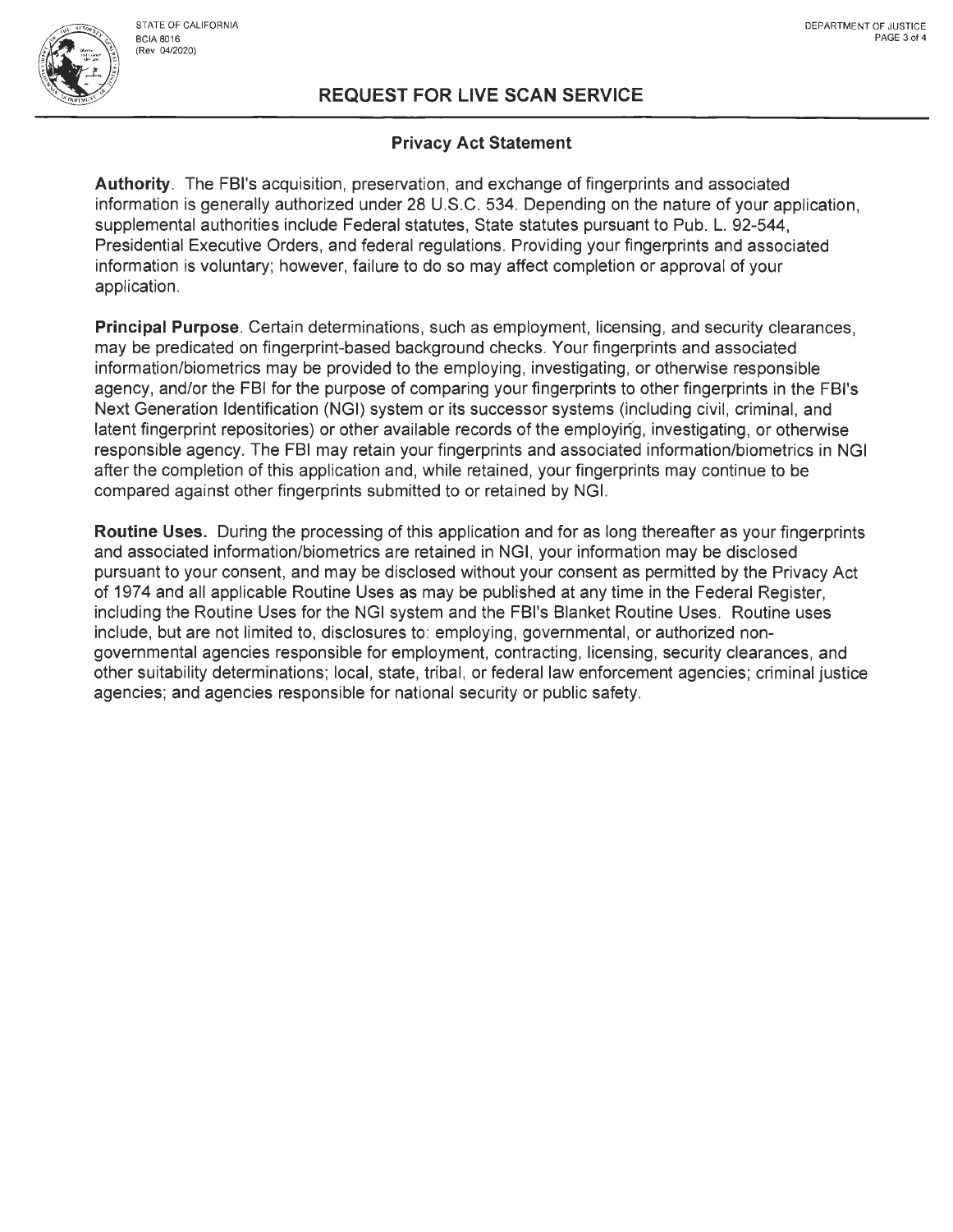# REQUEST FOR LIVE SCAN SERVICE

## Privacy Act Statement

**Authority**. The FBI's acquisition, preservation, and exchange of fingerprints and associated information is generally authorized under 28 U.S.C. 534. Depending on the nature of your application, supplemental authorities include Federal statutes, State statutes pursuant to Pub. L. 92-544, Presidential Executive Orders, and federal regulations. Providing your fingerprints and associated information is voluntary; however, failure to do so may affect completion or approval of your application.

**Principal Purpose**. Certain determinations, such as employment, licensing, and security clearances, may be predicated on fingerprint-based background checks. Your fingerprints and associated information/biometrics may be provided to the employing, investigating, or otherwise responsible agency, and/or the FBI for the purpose of comparing your fingerprints to other fingerprints in the FBI's Next Generation Identification (NGI) system or its successor systems (including civil, criminal, and latent fingerprint repositories) or other available records of the employing, investigating, or otherwise responsible agency. The FBI may retain your fingerprints and associated information/biometrics in NGI after the completion of this application and, while retained, your fingerprints may continue to be compared against other fingerprints submitted to or retained by NGI.

**Routine Uses.** During the processing of this application and for as long thereafter as your fingerprints and associated information/biometrics are retained in NGI, your information may be disclosed pursuant to your consent, and may be disclosed without your consent as permitted by the Privacy Act of 1974 and all applicable Routine Uses as may be published at any time in the Federal Register, including the Routine Uses for the NGI system and the FBI's Blanket Routine Uses. Routine uses include, but are not limited to, disclosures to: employing, governmental, or authorized non-governmental agencies responsible for employment, contracting, licensing, security clearances, and other suitability determinations; local, state, tribal, or federal law enforcement agencies; criminal justice agencies; and agencies responsible for national security or public safety.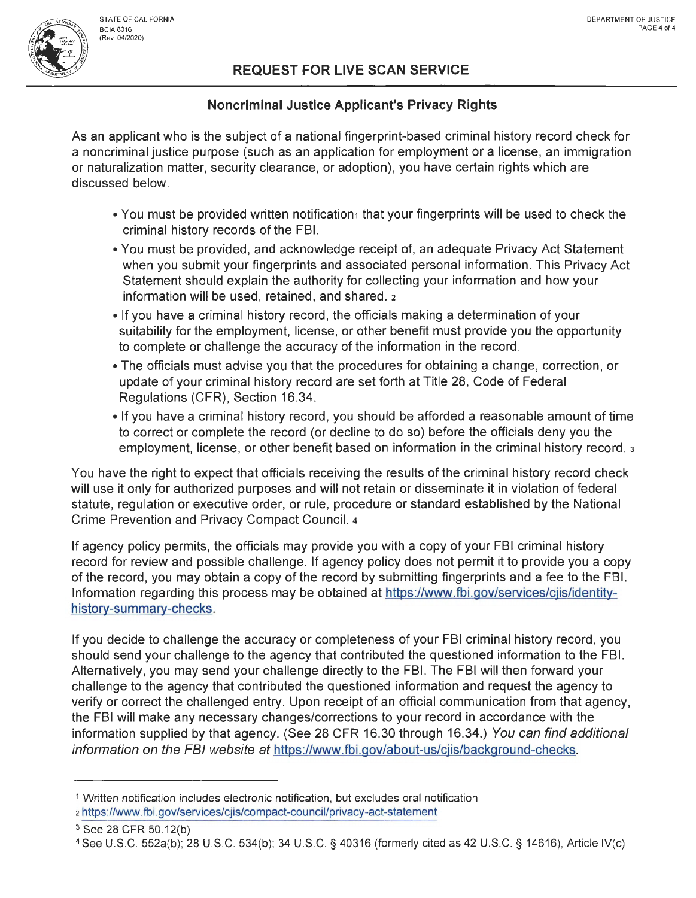STATE OF CALIFORNIA
BCIA 8016
(Rev 04/2020)

DEPARTMENT OF JUSTICE

## REQUEST FOR LIVE SCAN SERVICE

### Noncriminal Justice Applicant's Privacy Rights

As an applicant who is the subject of a national fingerprint-based criminal history record check for a noncriminal justice purpose (such as an application for employment or a license, an immigration or naturalization matter, security clearance, or adoption), you have certain rights which are discussed below.

- You must be provided written notification[1] that your fingerprints will be used to check the criminal history records of the FBI.
- You must be provided, and acknowledge receipt of, an adequate Privacy Act Statement when you submit your fingerprints and associated personal information. This Privacy Act Statement should explain the authority for collecting your information and how your information will be used, retained, and shared. [2]
- If you have a criminal history record, the officials making a determination of your suitability for the employment, license, or other benefit must provide you the opportunity to complete or challenge the accuracy of the information in the record.
- The officials must advise you that the procedures for obtaining a change, correction, or update of your criminal history record are set forth at Title 28, Code of Federal Regulations (CFR), Section 16.34.
- If you have a criminal history record, you should be afforded a reasonable amount of time to correct or complete the record (or decline to do so) before the officials deny you the employment, license, or other benefit based on information in the criminal history record. [3]

You have the right to expect that officials receiving the results of the criminal history record check will use it only for authorized purposes and will not retain or disseminate it in violation of federal statute, regulation or executive order, or rule, procedure or standard established by the National Crime Prevention and Privacy Compact Council. [4]

If agency policy permits, the officials may provide you with a copy of your FBI criminal history record for review and possible challenge. If agency policy does not permit it to provide you a copy of the record, you may obtain a copy of the record by submitting fingerprints and a fee to the FBI. Information regarding this process may be obtained at https://www.fbi.gov/services/cjis/identity-history-summary-checks.

If you decide to challenge the accuracy or completeness of your FBI criminal history record, you should send your challenge to the agency that contributed the questioned information to the FBI. Alternatively, you may send your challenge directly to the FBI. The FBI will then forward your challenge to the agency that contributed the questioned information and request the agency to verify or correct the challenged entry. Upon receipt of an official communication from that agency, the FBI will make any necessary changes/corrections to your record in accordance with the information supplied by that agency. (See 28 CFR 16.30 through 16.34.) *You can find additional information on the FBI website at https://www.fbi.gov/about-us/cjis/background-checks.*

---

[1] Written notification includes electronic notification, but excludes oral notification

[2] https://www.fbi.gov/services/cjis/compact-council/privacy-act-statement

[3] See 28 CFR 50.12(b)

[4] See U.S.C. 552a(b); 28 U.S.C. 534(b); 34 U.S.C. § 40316 (formerly cited as 42 U.S.C. § 14616), Article IV(c)